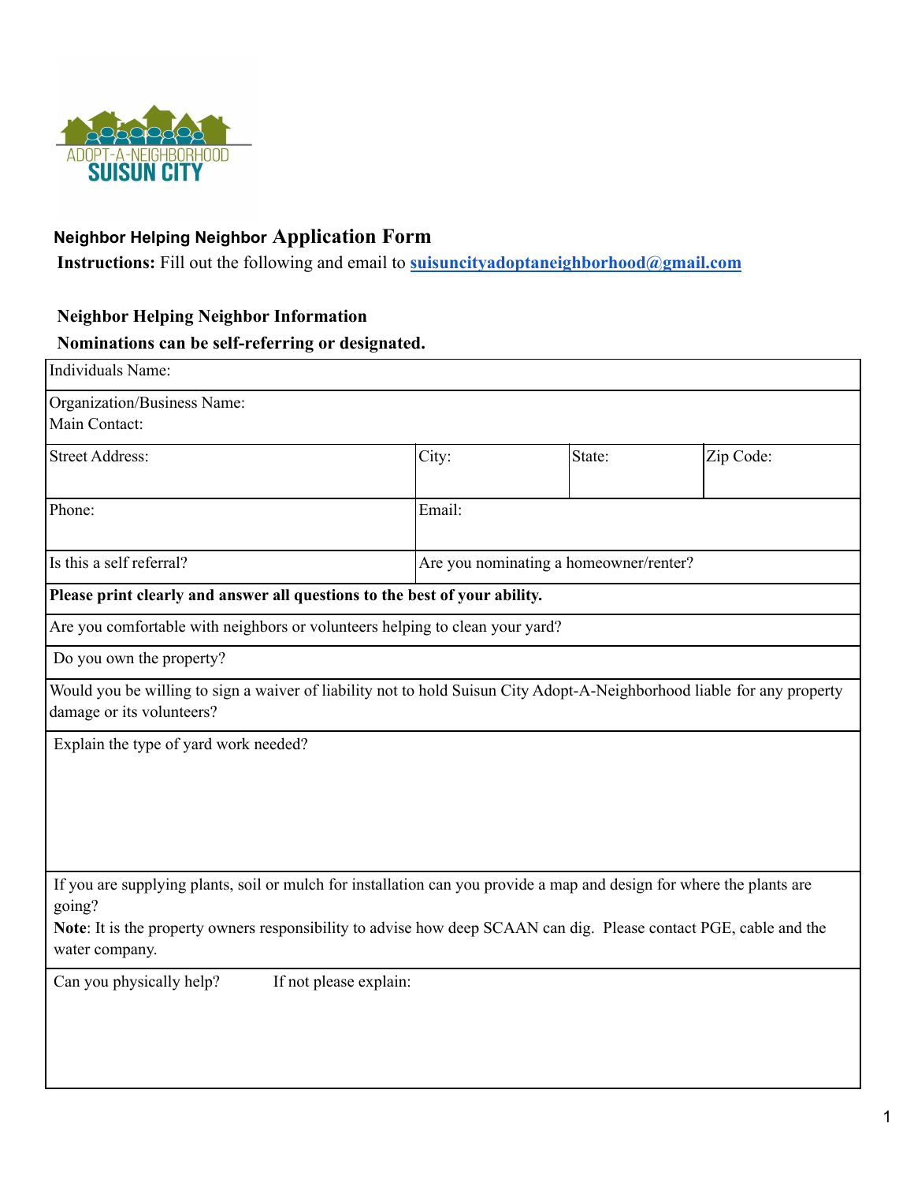ADOPT-A-NEIGHBORHOOD
SUISUN CITY

## Neighbor Helping Neighbor Application Form

**Instructions:** Fill out the following and email to **suisuncityadoptaneighborhood@gmail.com**

**Neighbor Helping Neighbor Information**

**Nominations can be self-referring or designated.**

| Individuals Name: | | | |
|---|---|---|---|
| Organization/Business Name:<br>Main Contact: | | | |
| Street Address: | City: | State: | Zip Code: |
| Phone: | Email: | | |
| Is this a self referral? | Are you nominating a homeowner/renter? | | |
| **Please print clearly and answer all questions to the best of your ability.** | | | |
| Are you comfortable with neighbors or volunteers helping to clean your yard? | | | |
| Do you own the property? | | | |
| Would you be willing to sign a waiver of liability not to hold Suisun City Adopt-A-Neighborhood liable for any property damage or its volunteers? | | | |
| Explain the type of yard work needed? | | | |
| If you are supplying plants, soil or mulch for installation can you provide a map and design for where the plants are going?<br>**Note**: It is the property owners responsibility to advise how deep SCAAN can dig. Please contact PGE, cable and the water company. | | | |
| Can you physically help? If not please explain: | | | |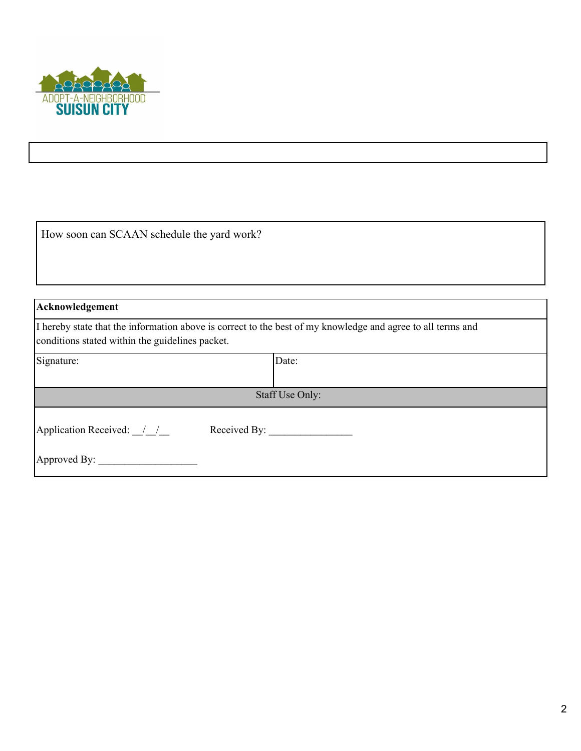ADOPT-A-NEIGHBORHOOD
SUISUN CITY

How soon can SCAAN schedule the yard work?

| **Acknowledgement** | |
|---|---|
| I hereby state that the information above is correct to the best of my knowledge and agree to all terms and conditions stated within the guidelines packet. | |
| Signature: | Date: |
| Staff Use Only: | |
| Application Received: __/__/__ Received By: ________________ <br> Approved By: ___________________ | |